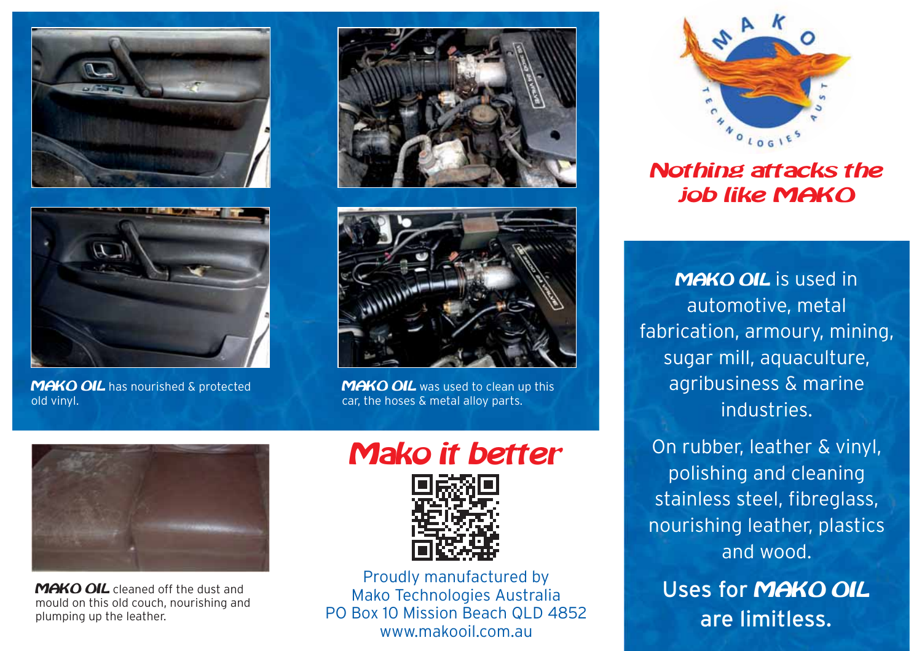**MAKO OIL** has nourished & protected old vinyl.

**MAKO OIL** was used to clean up this car, the hoses & metal alloy parts.

**MAKO OIL** cleaned off the dust and mould on this old couch, nourishing and plumping up the leather.

## Mako it better

Proudly manufactured by
Mako Technologies Australia
PO Box 10 Mission Beach QLD 4852
www.makooil.com.au

MAKO TECHNOLOGIES AUST

## Nothing attacks the job like MAKO

**MAKO OIL** is used in automotive, metal fabrication, armoury, mining, sugar mill, aquaculture, agribusiness & marine industries.

On rubber, leather & vinyl, polishing and cleaning stainless steel, fibreglass, nourishing leather, plastics and wood.

**Uses for MAKO OIL are limitless.**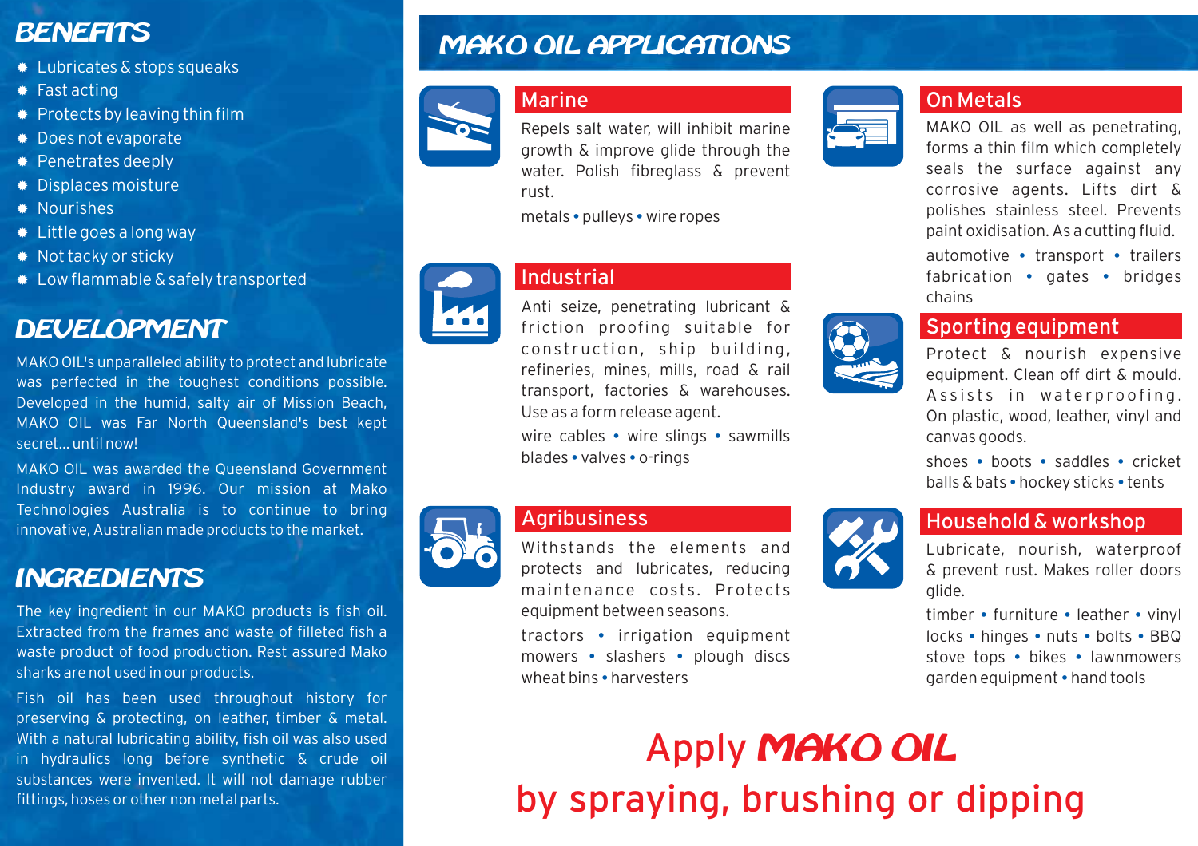## BENEFITS

- Lubricates & stops squeaks
- Fast acting
- Protects by leaving thin film
- Does not evaporate
- Penetrates deeply
- Displaces moisture
- Nourishes
- Little goes a long way
- Not tacky or sticky
- Low flammable & safely transported

## DEVELOPMENT

MAKO OIL's unparalleled ability to protect and lubricate was perfected in the toughest conditions possible. Developed in the humid, salty air of Mission Beach, MAKO OIL was Far North Queensland's best kept secret... until now!

MAKO OIL was awarded the Queensland Government Industry award in 1996. Our mission at Mako Technologies Australia is to continue to bring innovative, Australian made products to the market.

## INGREDIENTS

The key ingredient in our MAKO products is fish oil. Extracted from the frames and waste of filleted fish a waste product of food production. Rest assured Mako sharks are not used in our products.

Fish oil has been used throughout history for preserving & protecting, on leather, timber & metal. With a natural lubricating ability, fish oil was also used in hydraulics long before synthetic & crude oil substances were invented. It will not damage rubber fittings, hoses or other non metal parts.

## MAKO OIL APPLICATIONS

### Marine

Repels salt water, will inhibit marine growth & improve glide through the water. Polish fibreglass & prevent rust.

metals • pulleys • wire ropes

### Industrial

Anti seize, penetrating lubricant & friction proofing suitable for construction, ship building, refineries, mines, mills, road & rail transport, factories & warehouses. Use as a form release agent.

wire cables • wire slings • sawmills blades • valves • o-rings

### Agribusiness

Withstands the elements and protects and lubricates, reducing maintenance costs. Protects equipment between seasons.

tractors • irrigation equipment mowers • slashers • plough discs wheat bins • harvesters

### On Metals

MAKO OIL as well as penetrating, forms a thin film which completely seals the surface against any corrosive agents. Lifts dirt & polishes stainless steel. Prevents paint oxidisation. As a cutting fluid.

automotive • transport • trailers fabrication • gates • bridges chains

### Sporting equipment

Protect & nourish expensive equipment. Clean off dirt & mould. Assists in waterproofing. On plastic, wood, leather, vinyl and canvas goods.

shoes • boots • saddles • cricket balls & bats • hockey sticks • tents

### Household & workshop

Lubricate, nourish, waterproof & prevent rust. Makes roller doors glide.

timber • furniture • leather • vinyl locks • hinges • nuts • bolts • BBQ stove tops • bikes • lawnmowers garden equipment • hand tools

**Apply MAKO OIL by spraying, brushing or dipping**